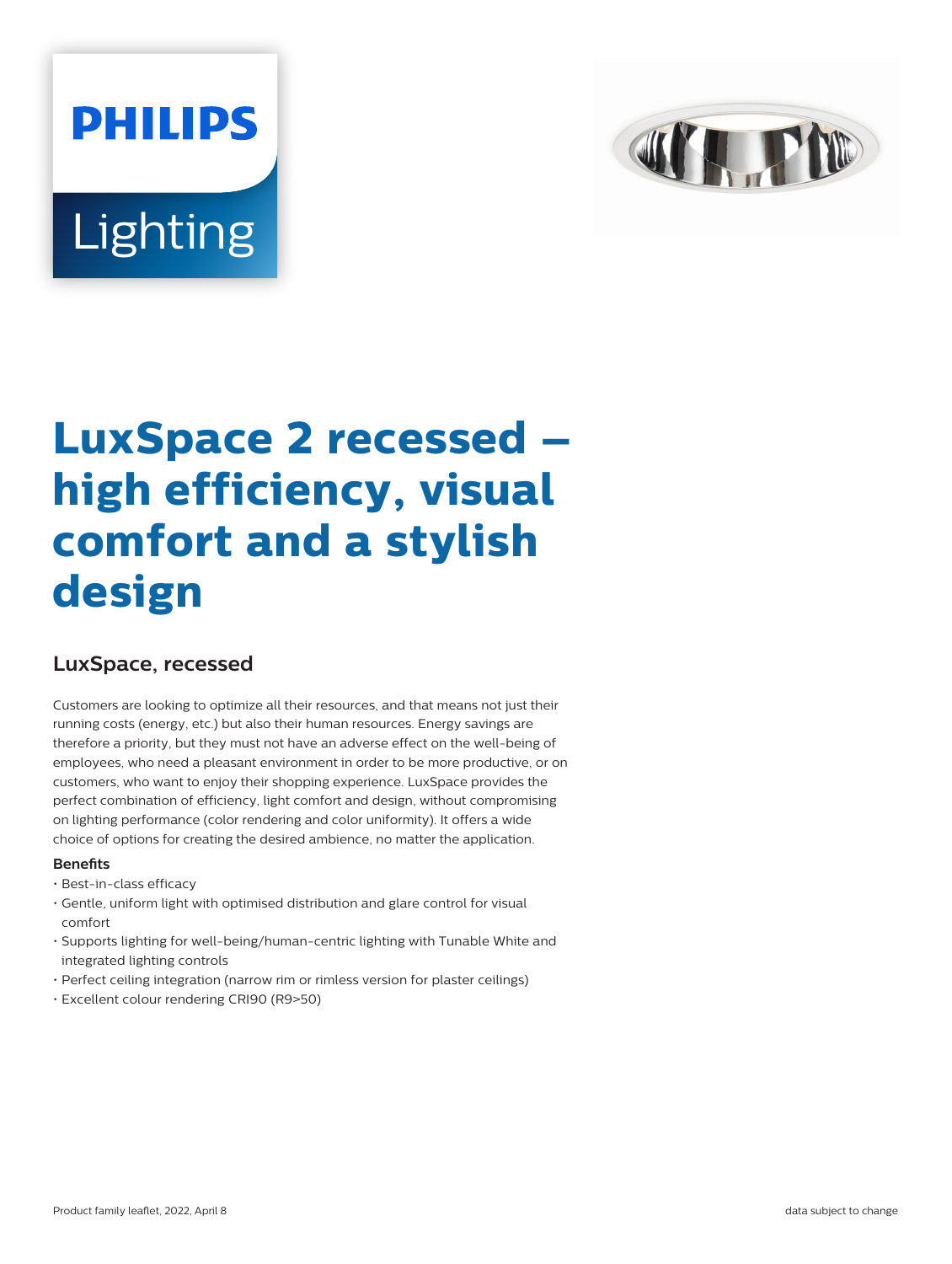# LuxSpace 2 recessed – high efficiency, visual comfort and a stylish design

## LuxSpace, recessed

Customers are looking to optimize all their resources, and that means not just their running costs (energy, etc.) but also their human resources. Energy savings are therefore a priority, but they must not have an adverse effect on the well-being of employees, who need a pleasant environment in order to be more productive, or on customers, who want to enjoy their shopping experience. LuxSpace provides the perfect combination of efficiency, light comfort and design, without compromising on lighting performance (color rendering and color uniformity). It offers a wide choice of options for creating the desired ambience, no matter the application.

**Benefits**

- Best-in-class efficacy
- Gentle, uniform light with optimised distribution and glare control for visual comfort
- Supports lighting for well-being/human-centric lighting with Tunable White and integrated lighting controls
- Perfect ceiling integration (narrow rim or rimless version for plaster ceilings)
- Excellent colour rendering CRI90 (R9>50)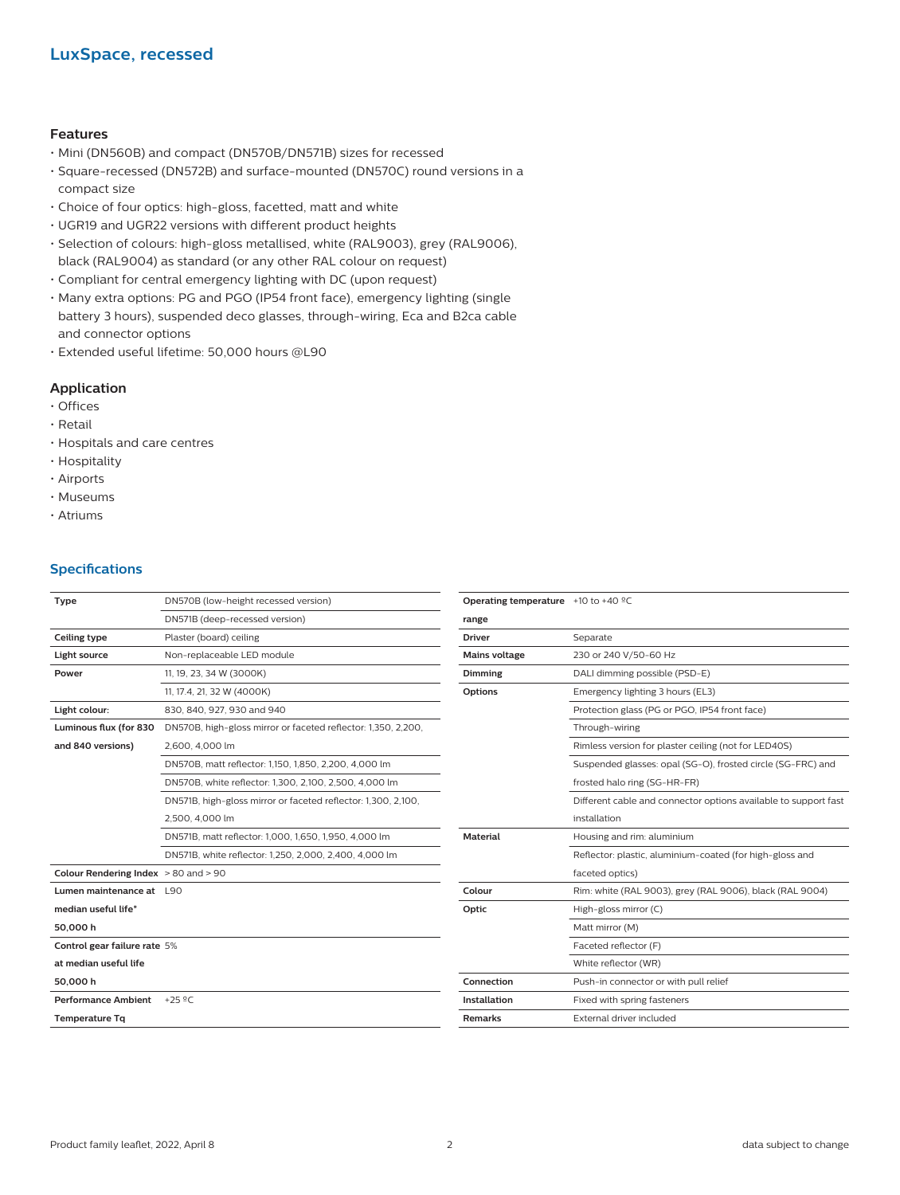## LuxSpace, recessed

### Features

- Mini (DN560B) and compact (DN570B/DN571B) sizes for recessed
- Square-recessed (DN572B) and surface-mounted (DN570C) round versions in a compact size
- Choice of four optics: high-gloss, facetted, matt and white
- UGR19 and UGR22 versions with different product heights
- Selection of colours: high-gloss metallised, white (RAL9003), grey (RAL9006), black (RAL9004) as standard (or any other RAL colour on request)
- Compliant for central emergency lighting with DC (upon request)
- Many extra options: PG and PGO (IP54 front face), emergency lighting (single battery 3 hours), suspended deco glasses, through-wiring, Eca and B2ca cable and connector options
- Extended useful lifetime: 50,000 hours @L90

### Application

- Offices
- Retail
- Hospitals and care centres
- Hospitality
- Airports
- Museums
- Atriums

## Specifications

| | |
|---|---|
| **Type** | DN570B (low-height recessed version) |
| | DN571B (deep-recessed version) |
| **Ceiling type** | Plaster (board) ceiling |
| **Light source** | Non-replaceable LED module |
| **Power** | 11, 19, 23, 34 W (3000K) |
| | 11, 17.4, 21, 32 W (4000K) |
| **Light colour:** | 830, 840, 927, 930 and 940 |
| **Luminous flux (for 830 and 840 versions)** | DN570B, high-gloss mirror or faceted reflector: 1,350, 2,200, 2,600, 4,000 lm |
| | DN570B, matt reflector: 1,150, 1,850, 2,200, 4,000 lm |
| | DN570B, white reflector: 1,300, 2,100, 2,500, 4,000 lm |
| | DN571B, high-gloss mirror or faceted reflector: 1,300, 2,100, 2,500, 4,000 lm |
| | DN571B, matt reflector: 1,000, 1,650, 1,950, 4,000 lm |
| | DN571B, white reflector: 1,250, 2,000, 2,400, 4,000 lm |
| **Colour Rendering Index** | > 80 and > 90 |
| **Lumen maintenance at median useful life* 50,000 h** | L90 |
| **Control gear failure rate at median useful life 50,000 h** | 5% |
| **Performance Ambient Temperature Tq** | +25 ºC |
| **Operating temperature range** | +10 to +40 ºC |
| **Driver** | Separate |
| **Mains voltage** | 230 or 240 V/50-60 Hz |
| **Dimming** | DALI dimming possible (PSD-E) |
| **Options** | Emergency lighting 3 hours (EL3) |
| | Protection glass (PG or PGO, IP54 front face) |
| | Through-wiring |
| | Rimless version for plaster ceiling (not for LED40S) |
| | Suspended glasses: opal (SG-O), frosted circle (SG-FRC) and frosted halo ring (SG-HR-FR) |
| | Different cable and connector options available to support fast installation |
| **Material** | Housing and rim: aluminium |
| | Reflector: plastic, aluminium-coated (for high-gloss and faceted optics) |
| **Colour** | Rim: white (RAL 9003), grey (RAL 9006), black (RAL 9004) |
| **Optic** | High-gloss mirror (C) |
| | Matt mirror (M) |
| | Faceted reflector (F) |
| | White reflector (WR) |
| **Connection** | Push-in connector or with pull relief |
| **Installation** | Fixed with spring fasteners |
| **Remarks** | External driver included |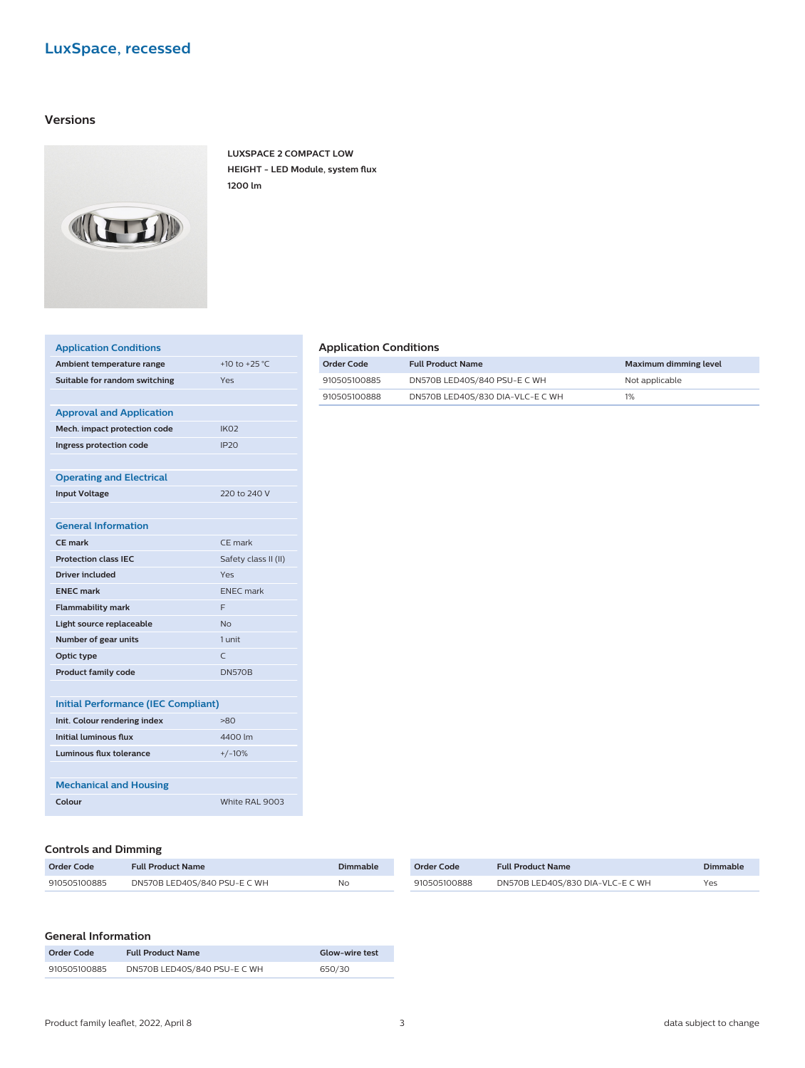# LuxSpace, recessed

## Versions

**LUXSPACE 2 COMPACT LOW HEIGHT - LED Module, system flux 1200 lm**

| Application Conditions | |
|---|---|
| **Ambient temperature range** | +10 to +25 °C |
| **Suitable for random switching** | Yes |

| Approval and Application | |
|---|---|
| **Mech. impact protection code** | IK02 |
| **Ingress protection code** | IP20 |

| Operating and Electrical | |
|---|---|
| **Input Voltage** | 220 to 240 V |

| General Information | |
|---|---|
| **CE mark** | CE mark |
| **Protection class IEC** | Safety class II (II) |
| **Driver included** | Yes |
| **ENEC mark** | ENEC mark |
| **Flammability mark** | F |
| **Light source replaceable** | No |
| **Number of gear units** | 1 unit |
| **Optic type** | C |
| **Product family code** | DN570B |

| Initial Performance (IEC Compliant) | |
|---|---|
| **Init. Colour rendering index** | >80 |
| **Initial luminous flux** | 4400 lm |
| **Luminous flux tolerance** | +/-10% |

| Mechanical and Housing | |
|---|---|
| **Colour** | White RAL 9003 |

### Application Conditions

| Order Code | Full Product Name | Maximum dimming level |
|---|---|---|
| 910505100885 | DN570B LED40S/840 PSU-E C WH | Not applicable |
| 910505100888 | DN570B LED40S/830 DIA-VLC-E C WH | 1% |

### Controls and Dimming

| Order Code | Full Product Name | Dimmable |
|---|---|---|
| 910505100885 | DN570B LED40S/840 PSU-E C WH | No |
| 910505100888 | DN570B LED40S/830 DIA-VLC-E C WH | Yes |

### General Information

| Order Code | Full Product Name | Glow-wire test |
|---|---|---|
| 910505100885 | DN570B LED40S/840 PSU-E C WH | 650/30 |

Product family leaflet, 2022, April 8 — data subject to change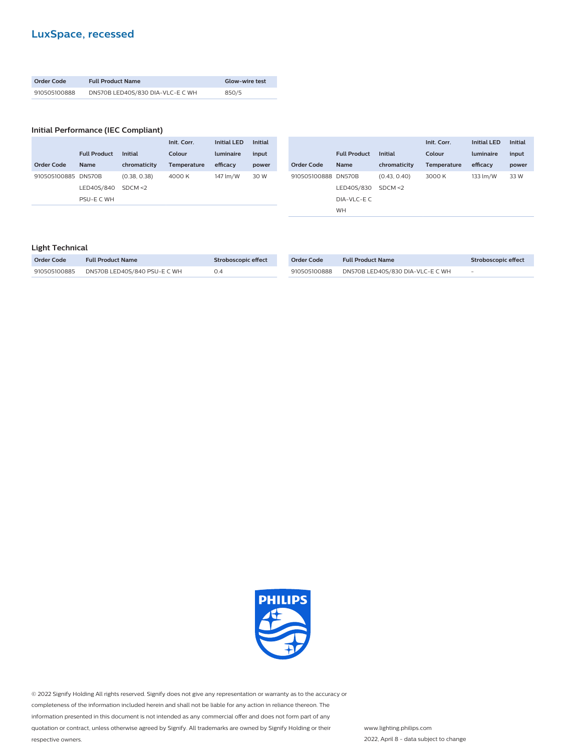## LuxSpace, recessed

| Order Code | Full Product Name | Glow-wire test |
|---|---|---|
| 910505100888 | DN570B LED40S/830 DIA-VLC-E C WH | 850/5 |

### Initial Performance (IEC Compliant)

| Order Code | Full Product Name | Initial chromaticity | Init. Corr. Colour Temperature | Initial LED luminaire efficacy | Initial input power |
|---|---|---|---|---|---|
| 910505100885 | DN570B LED40S/840 PSU-E C WH | (0.38, 0.38) SDCM <2 | 4000 K | 147 lm/W | 30 W |

| Order Code | Full Product Name | Initial chromaticity | Init. Corr. Colour Temperature | Initial LED luminaire efficacy | Initial input power |
|---|---|---|---|---|---|
| 910505100888 | DN570B LED40S/830 DIA-VLC-E C WH | (0.43, 0.40) SDCM <2 | 3000 K | 133 lm/W | 33 W |

### Light Technical

| Order Code | Full Product Name | Stroboscopic effect |
|---|---|---|
| 910505100885 | DN570B LED40S/840 PSU-E C WH | 0.4 |

| Order Code | Full Product Name | Stroboscopic effect |
|---|---|---|
| 910505100888 | DN570B LED40S/830 DIA-VLC-E C WH | - |

© 2022 Signify Holding All rights reserved. Signify does not give any representation or warranty as to the accuracy or completeness of the information included herein and shall not be liable for any action in reliance thereon. The information presented in this document is not intended as any commercial offer and does not form part of any quotation or contract, unless otherwise agreed by Signify. All trademarks are owned by Signify Holding or their respective owners.

www.lighting.philips.com

2022, April 8 - data subject to change